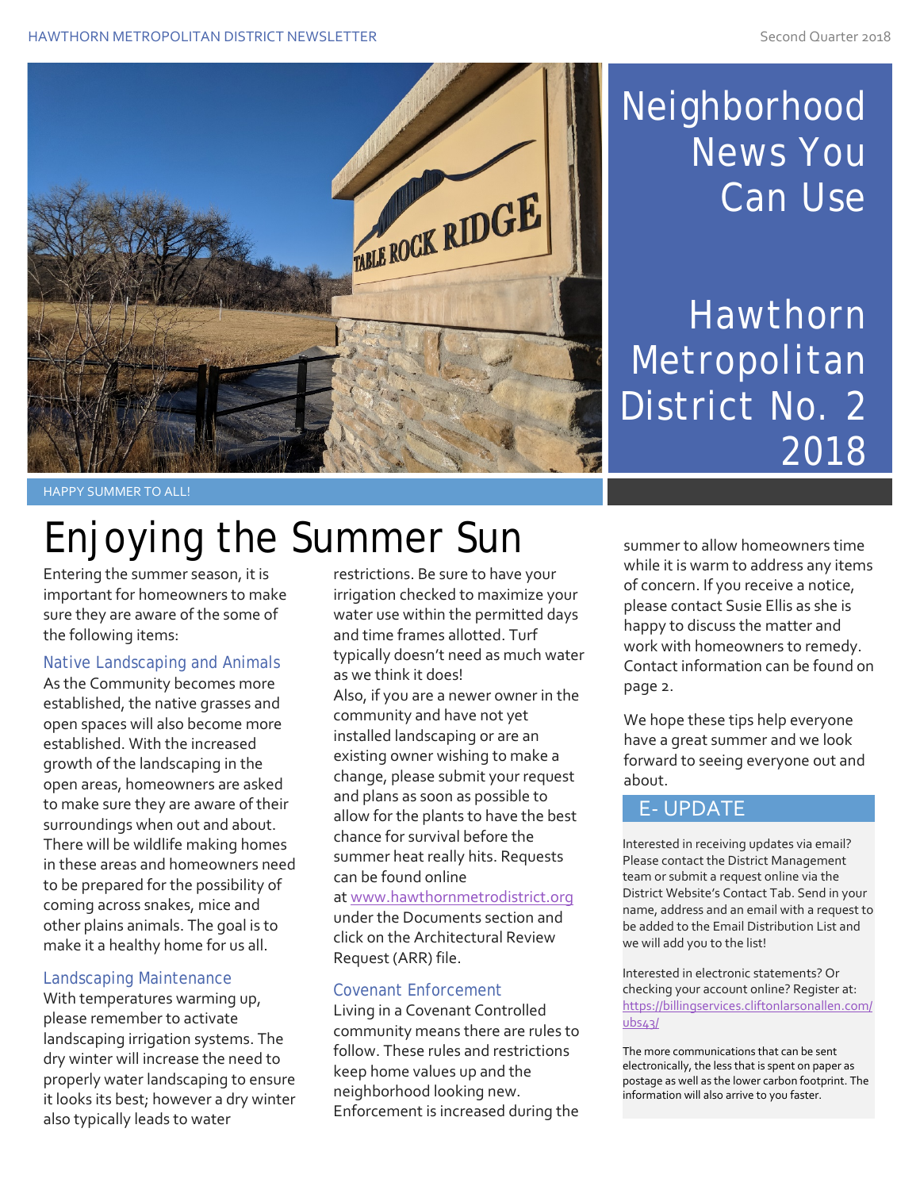# Neighborhood News You Can Use

## Hawthorn Metropolitan District No. 2 2018

HAPPY SUMMER TO ALL!

# Enjoying the Summer Sun

Entering the summer season, it is important for homeowners to make sure they are aware of the some of the following items:

### Native Landscaping and Animals

As the Community becomes more established, the native grasses and open spaces will also become more established. With the increased growth of the landscaping in the open areas, homeowners are asked to make sure they are aware of their surroundings when out and about. There will be wildlife making homes in these areas and homeowners need to be prepared for the possibility of coming across snakes, mice and other plains animals. The goal is to make it a healthy home for us all.

### Landscaping Maintenance

With temperatures warming up, please remember to activate landscaping irrigation systems. The dry winter will increase the need to properly water landscaping to ensure it looks its best; however a dry winter also typically leads to water restrictions. Be sure to have your irrigation checked to maximize your water use within the permitted days and time frames allotted. Turf typically doesn't need as much water as we think it does!

Also, if you are a newer owner in the community and have not yet installed landscaping or are an existing owner wishing to make a change, please submit your request and plans as soon as possible to allow for the plants to have the best chance for survival before the summer heat really hits. Requests can be found online at www.hawthornmetrodistrict.org under the Documents section and click on the Architectural Review Request (ARR) file.

### Covenant Enforcement

Living in a Covenant Controlled community means there are rules to follow. These rules and restrictions keep home values up and the neighborhood looking new. Enforcement is increased during the summer to allow homeowners time while it is warm to address any items of concern. If you receive a notice, please contact Susie Ellis as she is happy to discuss the matter and work with homeowners to remedy. Contact information can be found on page 2.

We hope these tips help everyone have a great summer and we look forward to seeing everyone out and about.

## E- UPDATE

Interested in receiving updates via email? Please contact the District Management team or submit a request online via the District Website's Contact Tab. Send in your name, address and an email with a request to be added to the Email Distribution List and we will add you to the list!

Interested in electronic statements? Or checking your account online? Register at: https://billingservices.cliftonlarsonallen.com/ubs43/

The more communications that can be sent electronically, the less that is spent on paper as postage as well as the lower carbon footprint. The information will also arrive to you faster.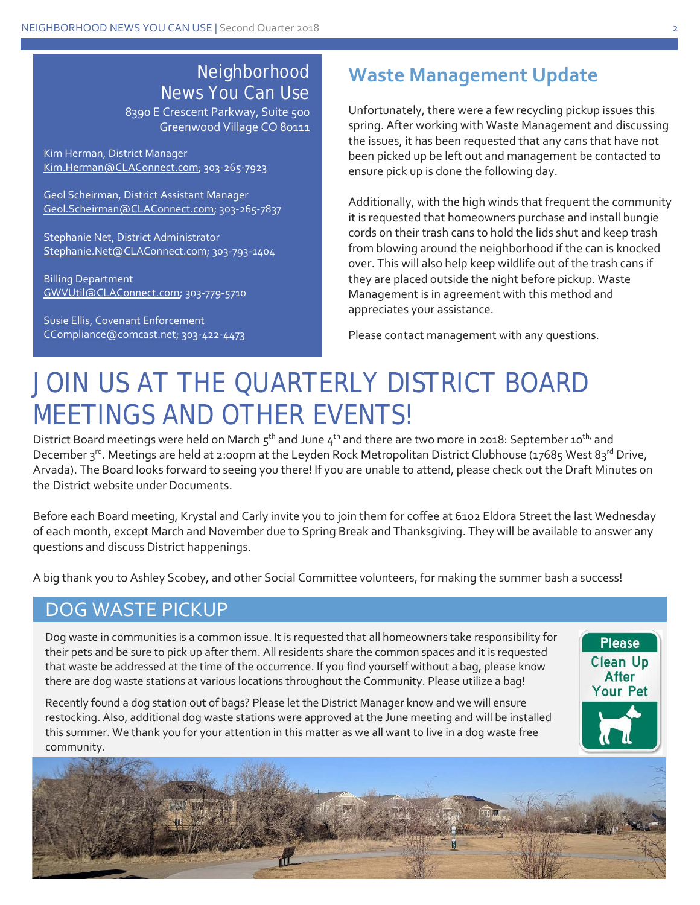## Neighborhood News You Can Use

8390 E Crescent Parkway, Suite 500
Greenwood Village CO 80111

Kim Herman, District Manager
Kim.Herman@CLAConnect.com; 303-265-7923

Geol Scheirman, District Assistant Manager
Geol.Scheirman@CLAConnect.com; 303-265-7837

Stephanie Net, District Administrator
Stephanie.Net@CLAConnect.com; 303-793-1404

Billing Department
GWVUtil@CLAConnect.com; 303-779-5710

Susie Ellis, Covenant Enforcement
CCompliance@comcast.net; 303-422-4473

## Waste Management Update

Unfortunately, there were a few recycling pickup issues this spring. After working with Waste Management and discussing the issues, it has been requested that any cans that have not been picked up be left out and management be contacted to ensure pick up is done the following day.

Additionally, with the high winds that frequent the community it is requested that homeowners purchase and install bungie cords on their trash cans to hold the lids shut and keep trash from blowing around the neighborhood if the can is knocked over. This will also help keep wildlife out of the trash cans if they are placed outside the night before pickup. Waste Management is in agreement with this method and appreciates your assistance.

Please contact management with any questions.

# JOIN US AT THE QUARTERLY DISTRICT BOARD MEETINGS AND OTHER EVENTS!

District Board meetings were held on March 5th and June 4th and there are two more in 2018: September 10th, and December 3rd. Meetings are held at 2:00pm at the Leyden Rock Metropolitan District Clubhouse (17685 West 83rd Drive, Arvada). The Board looks forward to seeing you there! If you are unable to attend, please check out the Draft Minutes on the District website under Documents.

Before each Board meeting, Krystal and Carly invite you to join them for coffee at 6102 Eldora Street the last Wednesday of each month, except March and November due to Spring Break and Thanksgiving. They will be available to answer any questions and discuss District happenings.

A big thank you to Ashley Scobey, and other Social Committee volunteers, for making the summer bash a success!

## DOG WASTE PICKUP

Dog waste in communities is a common issue. It is requested that all homeowners take responsibility for their pets and be sure to pick up after them. All residents share the common spaces and it is requested that waste be addressed at the time of the occurrence. If you find yourself without a bag, please know there are dog waste stations at various locations throughout the Community. Please utilize a bag!

Recently found a dog station out of bags? Please let the District Manager know and we will ensure restocking. Also, additional dog waste stations were approved at the June meeting and will be installed this summer. We thank you for your attention in this matter as we all want to live in a dog waste free community.